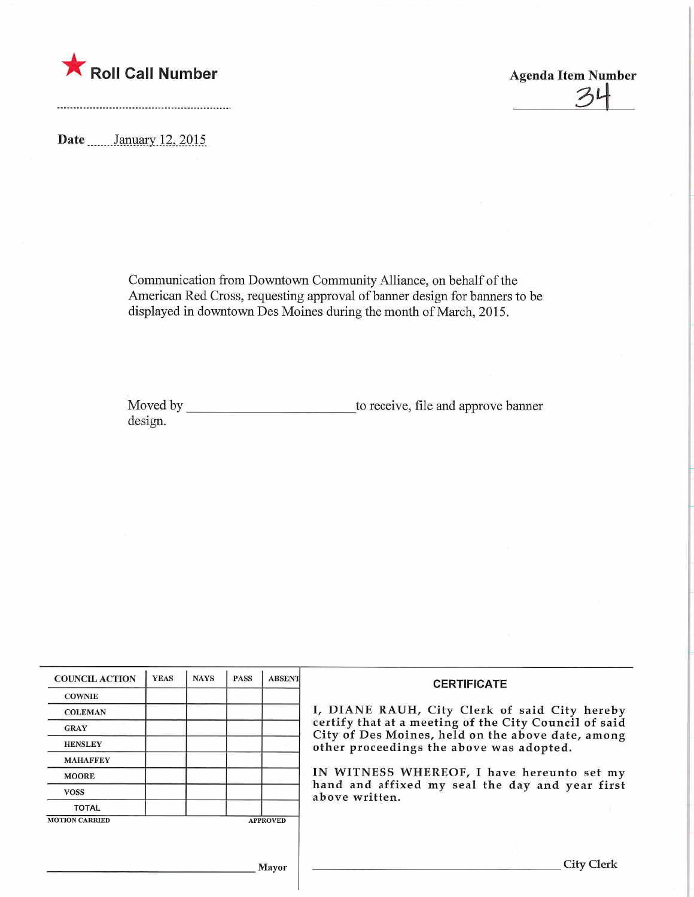★ **Roll Call Number**

**Agenda Item Number**

34

**Date** January 12, 2015

Communication from Downtown Community Alliance, on behalf of the American Red Cross, requesting approval of banner design for banners to be displayed in downtown Des Moines during the month of March, 2015.

Moved by ________________________ to receive, file and approve banner design.

| COUNCIL ACTION | YEAS | NAYS | PASS | ABSENT |
|---|---|---|---|---|
| COWNIE | | | | |
| COLEMAN | | | | |
| GRAY | | | | |
| HENSLEY | | | | |
| MAHAFFEY | | | | |
| MOORE | | | | |
| VOSS | | | | |
| TOTAL | | | | |

MOTION CARRIED APPROVED

________________________ Mayor

**CERTIFICATE**

I, DIANE RAUH, City Clerk of said City hereby certify that at a meeting of the City Council of said City of Des Moines, held on the above date, among other proceedings the above was adopted.

IN WITNESS WHEREOF, I have hereunto set my hand and affixed my seal the day and year first above written.

________________________ City Clerk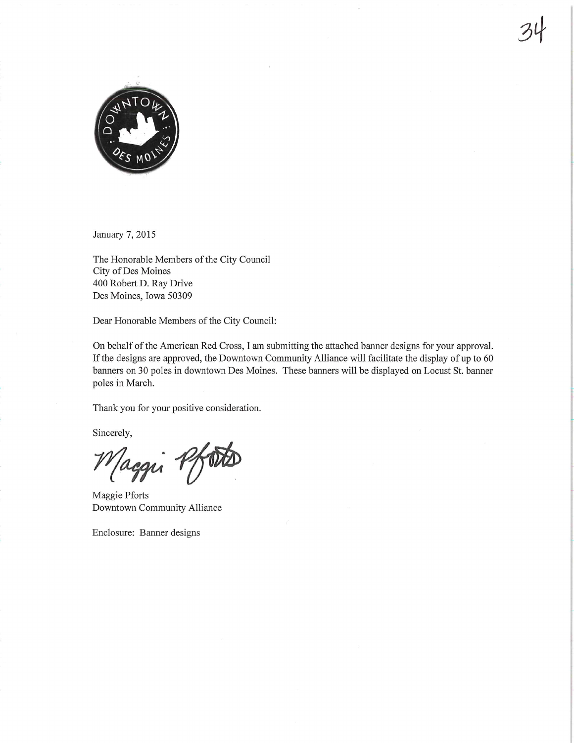January 7, 2015

The Honorable Members of the City Council
City of Des Moines
400 Robert D. Ray Drive
Des Moines, Iowa 50309

Dear Honorable Members of the City Council:

On behalf of the American Red Cross, I am submitting the attached banner designs for your approval. If the designs are approved, the Downtown Community Alliance will facilitate the display of up to 60 banners on 30 poles in downtown Des Moines. These banners will be displayed on Locust St. banner poles in March.

Thank you for your positive consideration.

Sincerely,

Maggie Pforts
Downtown Community Alliance

Enclosure: Banner designs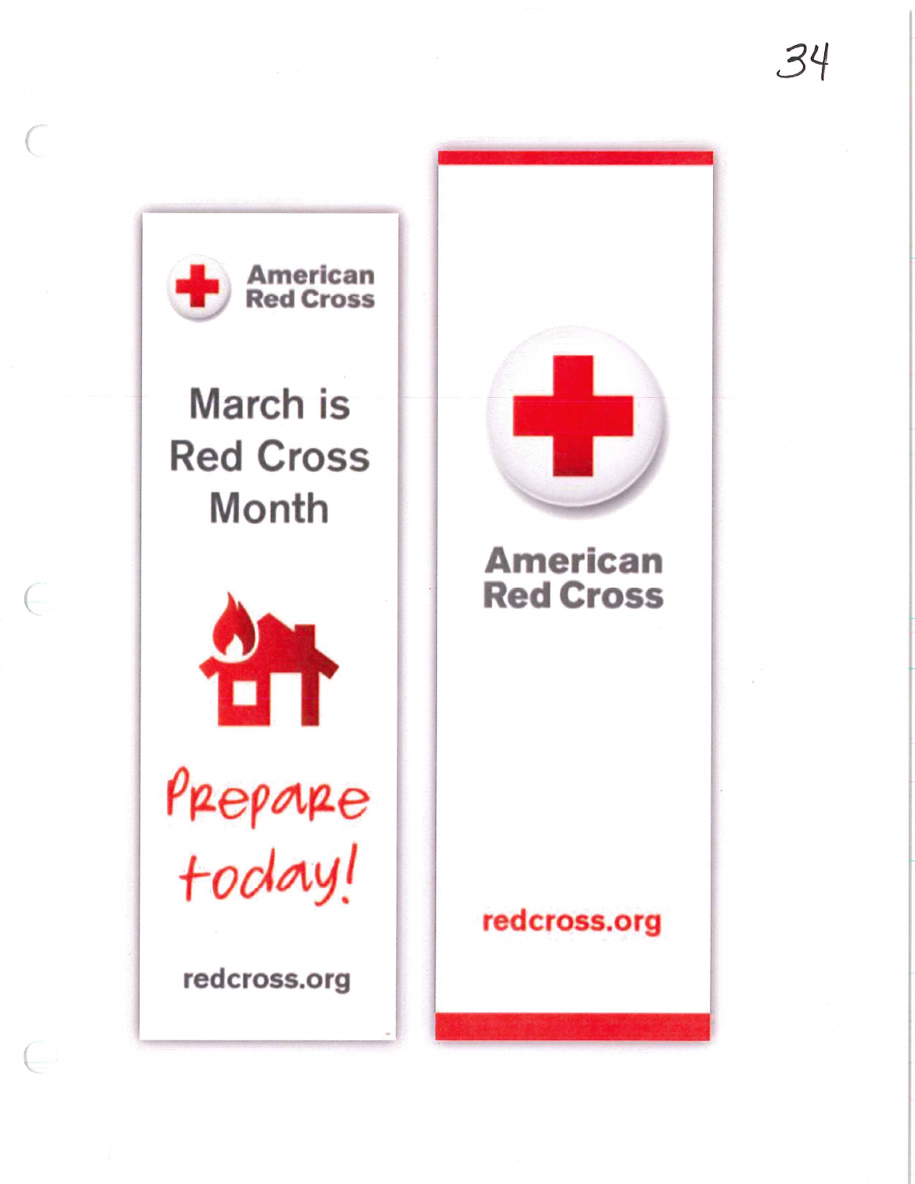American Red Cross

March is Red Cross Month

Prepare today!

redcross.org

American Red Cross

redcross.org